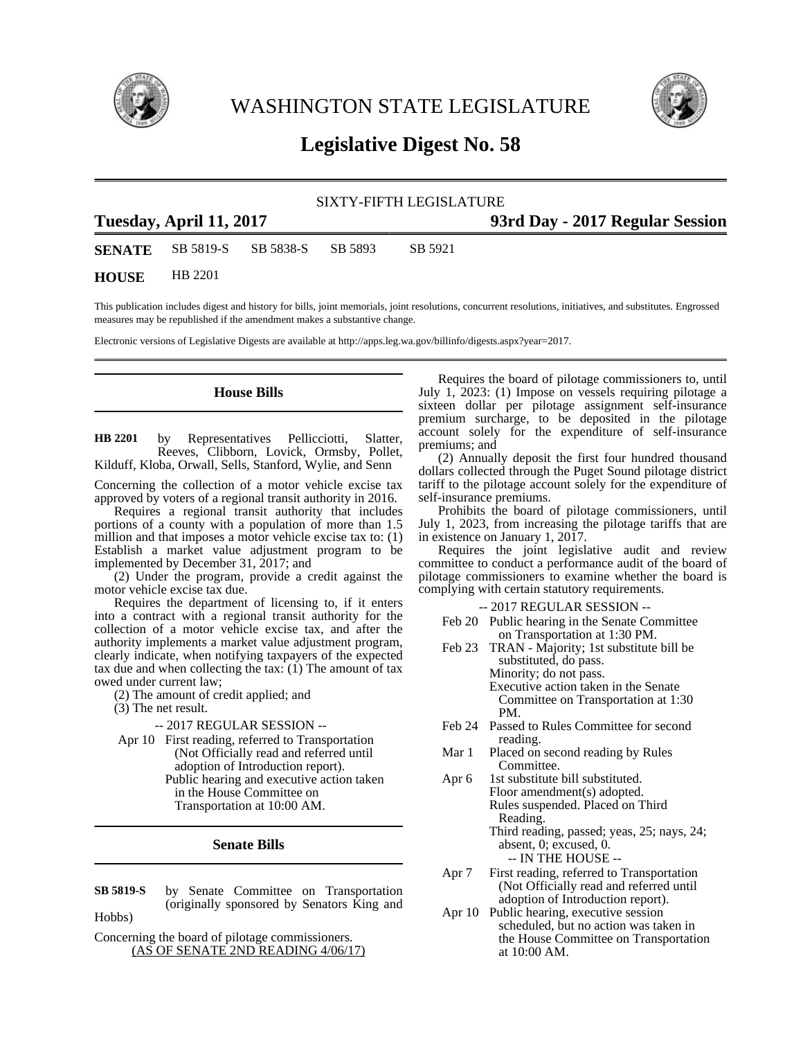# WASHINGTON STATE LEGISLATURE

## Legislative Digest No. 58

SIXTY-FIFTH LEGISLATURE

**Tuesday, April 11, 2017** **93rd Day - 2017 Regular Session**

**SENATE** SB 5819-S SB 5838-S SB 5893 SB 5921

**HOUSE** HB 2201

This publication includes digest and history for bills, joint memorials, joint resolutions, concurrent resolutions, initiatives, and substitutes. Engrossed measures may be republished if the amendment makes a substantive change.

Electronic versions of Legislative Digests are available at http://apps.leg.wa.gov/billinfo/digests.aspx?year=2017.

## House Bills

**HB 2201** by Representatives Pellicciotti, Slatter, Reeves, Clibborn, Lovick, Ormsby, Pollet, Kilduff, Kloba, Orwall, Sells, Stanford, Wylie, and Senn

Concerning the collection of a motor vehicle excise tax approved by voters of a regional transit authority in 2016.

Requires a regional transit authority that includes portions of a county with a population of more than 1.5 million and that imposes a motor vehicle excise tax to: (1) Establish a market value adjustment program to be implemented by December 31, 2017; and

(2) Under the program, provide a credit against the motor vehicle excise tax due.

Requires the department of licensing to, if it enters into a contract with a regional transit authority for the collection of a motor vehicle excise tax, and after the authority implements a market value adjustment program, clearly indicate, when notifying taxpayers of the expected tax due and when collecting the tax: (1) The amount of tax owed under current law;

(2) The amount of credit applied; and

(3) The net result.

-- 2017 REGULAR SESSION --

Apr 10 First reading, referred to Transportation (Not Officially read and referred until adoption of Introduction report).
Public hearing and executive action taken in the House Committee on Transportation at 10:00 AM.

## Senate Bills

**SB 5819-S** by Senate Committee on Transportation (originally sponsored by Senators King and Hobbs)

Concerning the board of pilotage commissioners.
(AS OF SENATE 2ND READING 4/06/17)

Requires the board of pilotage commissioners to, until July 1, 2023: (1) Impose on vessels requiring pilotage a sixteen dollar per pilotage assignment self-insurance premium surcharge, to be deposited in the pilotage account solely for the expenditure of self-insurance premiums; and

(2) Annually deposit the first four hundred thousand dollars collected through the Puget Sound pilotage district tariff to the pilotage account solely for the expenditure of self-insurance premiums.

Prohibits the board of pilotage commissioners, until July 1, 2023, from increasing the pilotage tariffs that are in existence on January 1, 2017.

Requires the joint legislative audit and review committee to conduct a performance audit of the board of pilotage commissioners to examine whether the board is complying with certain statutory requirements.

-- 2017 REGULAR SESSION --

Feb 20 Public hearing in the Senate Committee on Transportation at 1:30 PM.

Feb 23 TRAN - Majority; 1st substitute bill be substituted, do pass.
Minority; do not pass.
Executive action taken in the Senate Committee on Transportation at 1:30 PM.

Feb 24 Passed to Rules Committee for second reading.

Mar 1 Placed on second reading by Rules Committee.

Apr 6 1st substitute bill substituted.
Floor amendment(s) adopted.
Rules suspended. Placed on Third Reading.
Third reading, passed; yeas, 25; nays, 24; absent, 0; excused, 0.

-- IN THE HOUSE --

Apr 7 First reading, referred to Transportation (Not Officially read and referred until adoption of Introduction report).

Apr 10 Public hearing, executive session scheduled, but no action was taken in the House Committee on Transportation at 10:00 AM.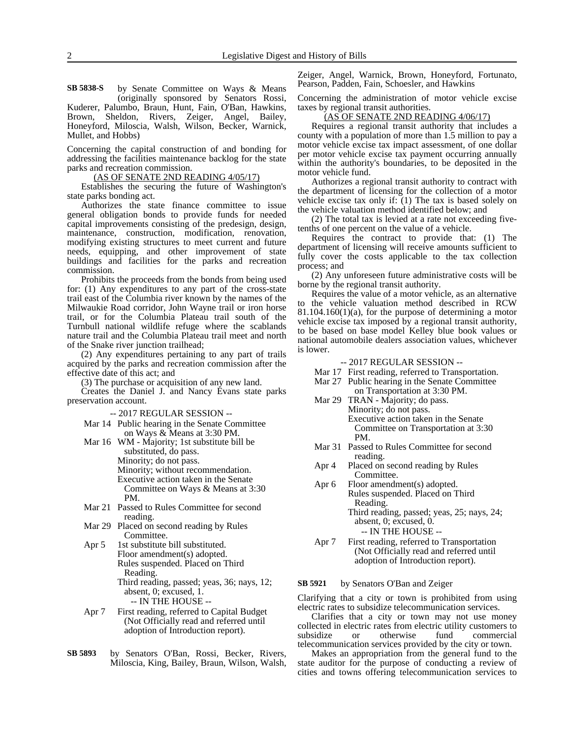**SB 5838-S** by Senate Committee on Ways & Means (originally sponsored by Senators Rossi, Kuderer, Palumbo, Braun, Hunt, Fain, O'Ban, Hawkins, Brown, Sheldon, Rivers, Zeiger, Angel, Bailey, Honeyford, Miloscia, Walsh, Wilson, Becker, Warnick, Mullet, and Hobbs)

Concerning the capital construction of and bonding for addressing the facilities maintenance backlog for the state parks and recreation commission.

(AS OF SENATE 2ND READING 4/05/17)

Establishes the securing the future of Washington's state parks bonding act.

Authorizes the state finance committee to issue general obligation bonds to provide funds for needed capital improvements consisting of the predesign, design, maintenance, construction, modification, renovation, modifying existing structures to meet current and future needs, equipping, and other improvement of state buildings and facilities for the parks and recreation commission.

Prohibits the proceeds from the bonds from being used for: (1) Any expenditures to any part of the cross-state trail east of the Columbia river known by the names of the Milwaukie Road corridor, John Wayne trail or iron horse trail, or for the Columbia Plateau trail south of the Turnbull national wildlife refuge where the scablands nature trail and the Columbia Plateau trail meet and north of the Snake river junction trailhead;

(2) Any expenditures pertaining to any part of trails acquired by the parks and recreation commission after the effective date of this act; and

(3) The purchase or acquisition of any new land.

Creates the Daniel J. and Nancy Evans state parks preservation account.

-- 2017 REGULAR SESSION --

Mar 14 Public hearing in the Senate Committee on Ways & Means at 3:30 PM.

Mar 16 WM - Majority; 1st substitute bill be substituted, do pass.
Minority; do not pass.
Minority; without recommendation.
Executive action taken in the Senate Committee on Ways & Means at 3:30 PM.

Mar 21 Passed to Rules Committee for second reading.

Mar 29 Placed on second reading by Rules Committee.

Apr 5 1st substitute bill substituted.
Floor amendment(s) adopted.
Rules suspended. Placed on Third Reading.
Third reading, passed; yeas, 36; nays, 12; absent, 0; excused, 1.

-- IN THE HOUSE --

Apr 7 First reading, referred to Capital Budget (Not Officially read and referred until adoption of Introduction report).

**SB 5893** by Senators O'Ban, Rossi, Becker, Rivers, Miloscia, King, Bailey, Braun, Wilson, Walsh, Zeiger, Angel, Warnick, Brown, Honeyford, Fortunato, Pearson, Padden, Fain, Schoesler, and Hawkins

Concerning the administration of motor vehicle excise taxes by regional transit authorities.

(AS OF SENATE 2ND READING 4/06/17)

Requires a regional transit authority that includes a county with a population of more than 1.5 million to pay a motor vehicle excise tax impact assessment, of one dollar per motor vehicle excise tax payment occurring annually within the authority's boundaries, to be deposited in the motor vehicle fund.

Authorizes a regional transit authority to contract with the department of licensing for the collection of a motor vehicle excise tax only if: (1) The tax is based solely on the vehicle valuation method identified below; and

(2) The total tax is levied at a rate not exceeding five-tenths of one percent on the value of a vehicle.

Requires the contract to provide that: (1) The department of licensing will receive amounts sufficient to fully cover the costs applicable to the tax collection process; and

(2) Any unforeseen future administrative costs will be borne by the regional transit authority.

Requires the value of a motor vehicle, as an alternative to the vehicle valuation method described in RCW 81.104.160(1)(a), for the purpose of determining a motor vehicle excise tax imposed by a regional transit authority, to be based on base model Kelley blue book values or national automobile dealers association values, whichever is lower.

-- 2017 REGULAR SESSION --

Mar 17 First reading, referred to Transportation.

Mar 27 Public hearing in the Senate Committee on Transportation at 3:30 PM.

Mar 29 TRAN - Majority; do pass.
Minority; do not pass.
Executive action taken in the Senate Committee on Transportation at 3:30 PM.

Mar 31 Passed to Rules Committee for second reading.

Apr 4 Placed on second reading by Rules Committee.

Apr 6 Floor amendment(s) adopted.
Rules suspended. Placed on Third Reading.
Third reading, passed; yeas, 25; nays, 24; absent, 0; excused, 0.

-- IN THE HOUSE --

Apr 7 First reading, referred to Transportation (Not Officially read and referred until adoption of Introduction report).

**SB 5921** by Senators O'Ban and Zeiger

Clarifying that a city or town is prohibited from using electric rates to subsidize telecommunication services.

Clarifies that a city or town may not use money collected in electric rates from electric utility customers to subsidize or otherwise fund commercial telecommunication services provided by the city or town.

Makes an appropriation from the general fund to the state auditor for the purpose of conducting a review of cities and towns offering telecommunication services to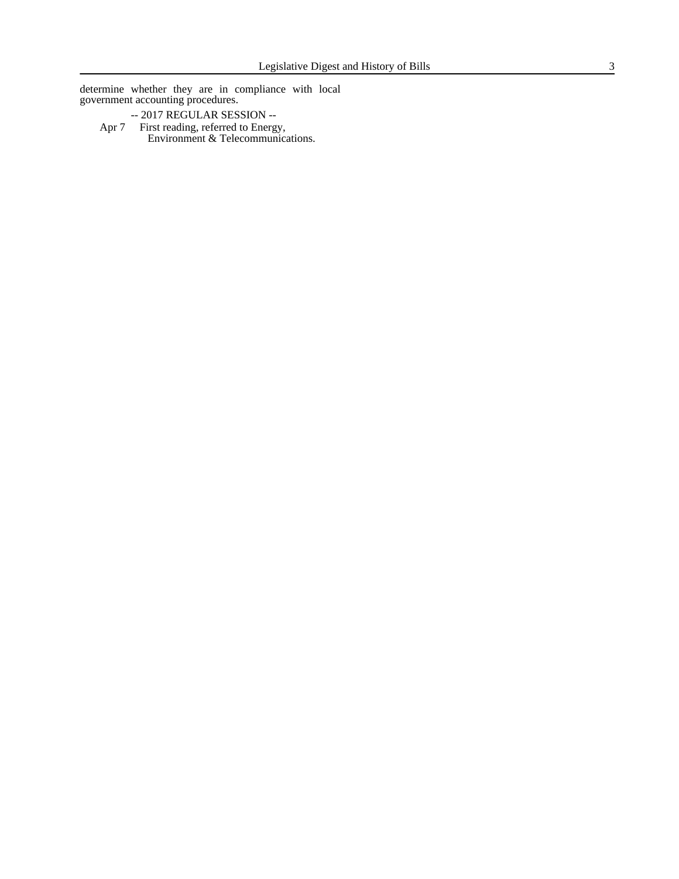determine whether they are in compliance with local government accounting procedures.

-- 2017 REGULAR SESSION --

Apr 7 First reading, referred to Energy, Environment & Telecommunications.